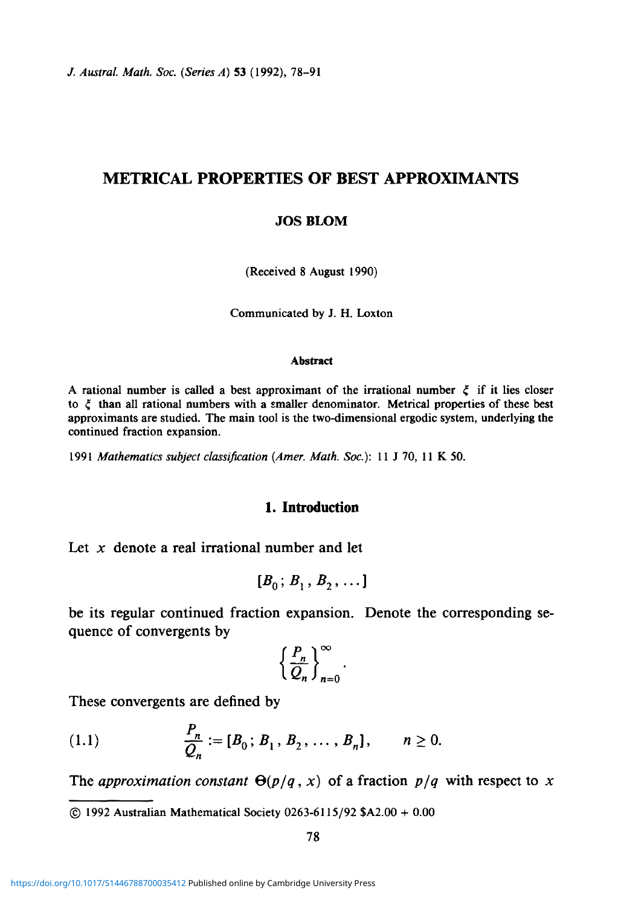# METRICAL PROPERTIES OF BEST APPROXIMANTS

**JOS BLOM**

(Received 8 August 1990)

Communicated by J. H. Loxton

#### Abstract

A rational number is called a best approximant of the irrational number $\xi$ if it lies closer to $\xi$ than all rational numbers with a smaller denominator. Metrical properties of these best approximants are studied. The main tool is the two-dimensional ergodic system, underlying the continued fraction expansion.

1991 *Mathematics subject classification* (*Amer. Math. Soc.*): 11 J 70, 11 K 50.

## 1. Introduction

Let $x$ denote a real irrational number and let

$$[B_0; B_1, B_2, \dots]$$

be its regular continued fraction expansion. Denote the corresponding sequence of convergents by

$$\left\{ \frac{P_n}{Q_n} \right\}_{n=0}^{\infty}.$$

These convergents are defined by

$$(1.1) \qquad \frac{P_n}{Q_n} := [B_0; B_1, B_2, \dots, B_n], \qquad n \geq 0.$$

The *approximation constant* $\Theta(p/q, x)$ of a fraction $p/q$ with respect to $x$

© 1992 Australian Mathematical Society 0263-6115/92 $A2.00 + 0.00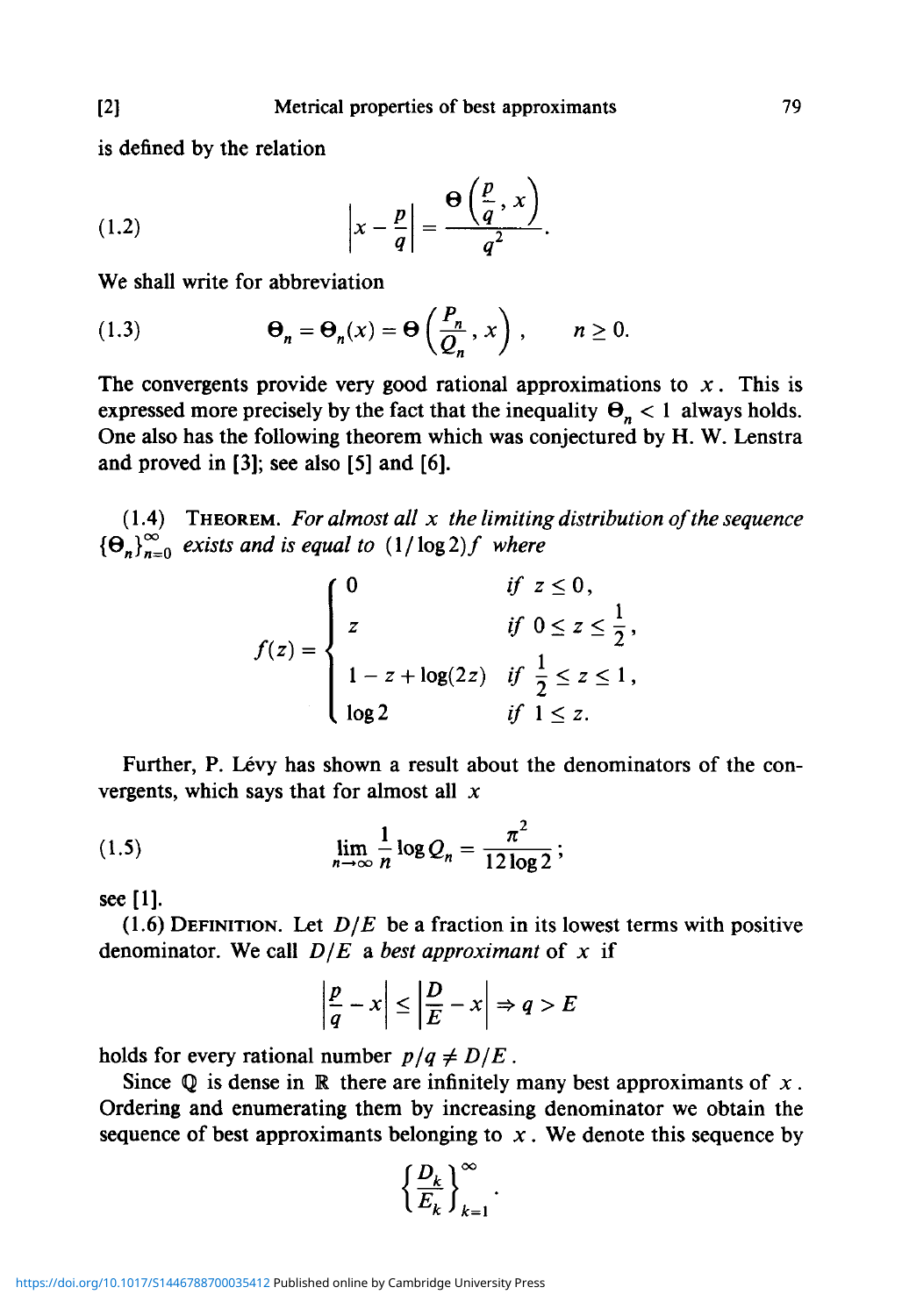is defined by the relation

$$(1.2) \qquad \left| x - \frac{p}{q} \right| = \frac{\Theta\left(\frac{p}{q}, x\right)}{q^2}.$$

We shall write for abbreviation

$$(1.3) \qquad \Theta_n = \Theta_n(x) = \Theta\left(\frac{P_n}{Q_n}, x\right), \qquad n \geq 0.$$

The convergents provide very good rational approximations to $x$. This is expressed more precisely by the fact that the inequality $\Theta_n < 1$ always holds. One also has the following theorem which was conjectured by H. W. Lenstra and proved in [3]; see also [5] and [6].

(1.4) THEOREM. *For almost all $x$ the limiting distribution of the sequence $\{\Theta_n\}_{n=0}^{\infty}$ exists and is equal to $(1/\log 2)f$ where*

$$f(z) = \begin{cases} 0 & \text{if } z \leq 0, \\ z & \text{if } 0 \leq z \leq \frac{1}{2}, \\ 1 - z + \log(2z) & \text{if } \frac{1}{2} \leq z \leq 1, \\ \log 2 & \text{if } 1 \leq z. \end{cases}$$

Further, P. Lévy has shown a result about the denominators of the convergents, which says that for almost all $x$

$$(1.5) \qquad \lim_{n \to \infty} \frac{1}{n} \log Q_n = \frac{\pi^2}{12 \log 2};$$

see [1].

(1.6) DEFINITION. Let $D/E$ be a fraction in its lowest terms with positive denominator. We call $D/E$ a *best approximant* of $x$ if

$$\left| \frac{p}{q} - x \right| \leq \left| \frac{D}{E} - x \right| \Rightarrow q > E$$

holds for every rational number $p/q \neq D/E$.

Since $\mathbb{Q}$ is dense in $\mathbb{R}$ there are infinitely many best approximants of $x$. Ordering and enumerating them by increasing denominator we obtain the sequence of best approximants belonging to $x$. We denote this sequence by

$$\left\{ \frac{D_k}{E_k} \right\}_{k=1}^{\infty}.$$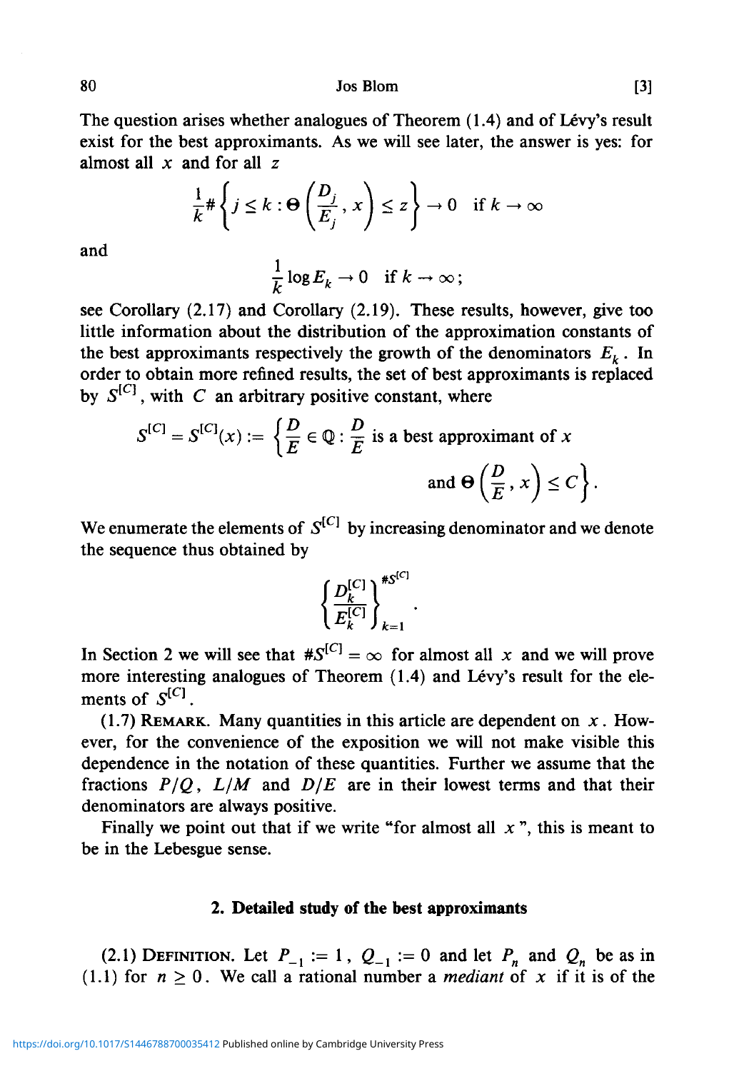The question arises whether analogues of Theorem (1.4) and of Lévy's result exist for the best approximants. As we will see later, the answer is yes: for almost all $x$ and for all $z$

$$\frac{1}{k}\#\left\{j \le k : \Theta\left(\frac{D_j}{E_j}, x\right) \le z\right\} \to 0 \quad \text{if } k \to \infty$$

and

$$\frac{1}{k}\log E_k \to 0 \quad \text{if } k \to \infty;$$

see Corollary (2.17) and Corollary (2.19). These results, however, give too little information about the distribution of the approximation constants of the best approximants respectively the growth of the denominators $E_k$. In order to obtain more refined results, the set of best approximants is replaced by $S^{[C]}$, with $C$ an arbitrary positive constant, where

$$S^{[C]} = S^{[C]}(x) := \left\{\frac{D}{E} \in \mathbb{Q} : \frac{D}{E} \text{ is a best approximant of } x \text{ and } \Theta\left(\frac{D}{E}, x\right) \le C\right\}.$$

We enumerate the elements of $S^{[C]}$ by increasing denominator and we denote the sequence thus obtained by

$$\left\{\frac{D_k^{[C]}}{E_k^{[C]}}\right\}_{k=1}^{\#S^{[C]}}.$$

In Section 2 we will see that $\#S^{[C]} = \infty$ for almost all $x$ and we will prove more interesting analogues of Theorem (1.4) and Lévy's result for the elements of $S^{[C]}$.

(1.7) Remark. Many quantities in this article are dependent on $x$. However, for the convenience of the exposition we will not make visible this dependence in the notation of these quantities. Further we assume that the fractions $P/Q$, $L/M$ and $D/E$ are in their lowest terms and that their denominators are always positive.

Finally we point out that if we write "for almost all $x$", this is meant to be in the Lebesgue sense.

## 2. Detailed study of the best approximants

(2.1) Definition. Let $P_{-1} := 1$, $Q_{-1} := 0$ and let $P_n$ and $Q_n$ be as in (1.1) for $n \ge 0$. We call a rational number a *mediant* of $x$ if it is of the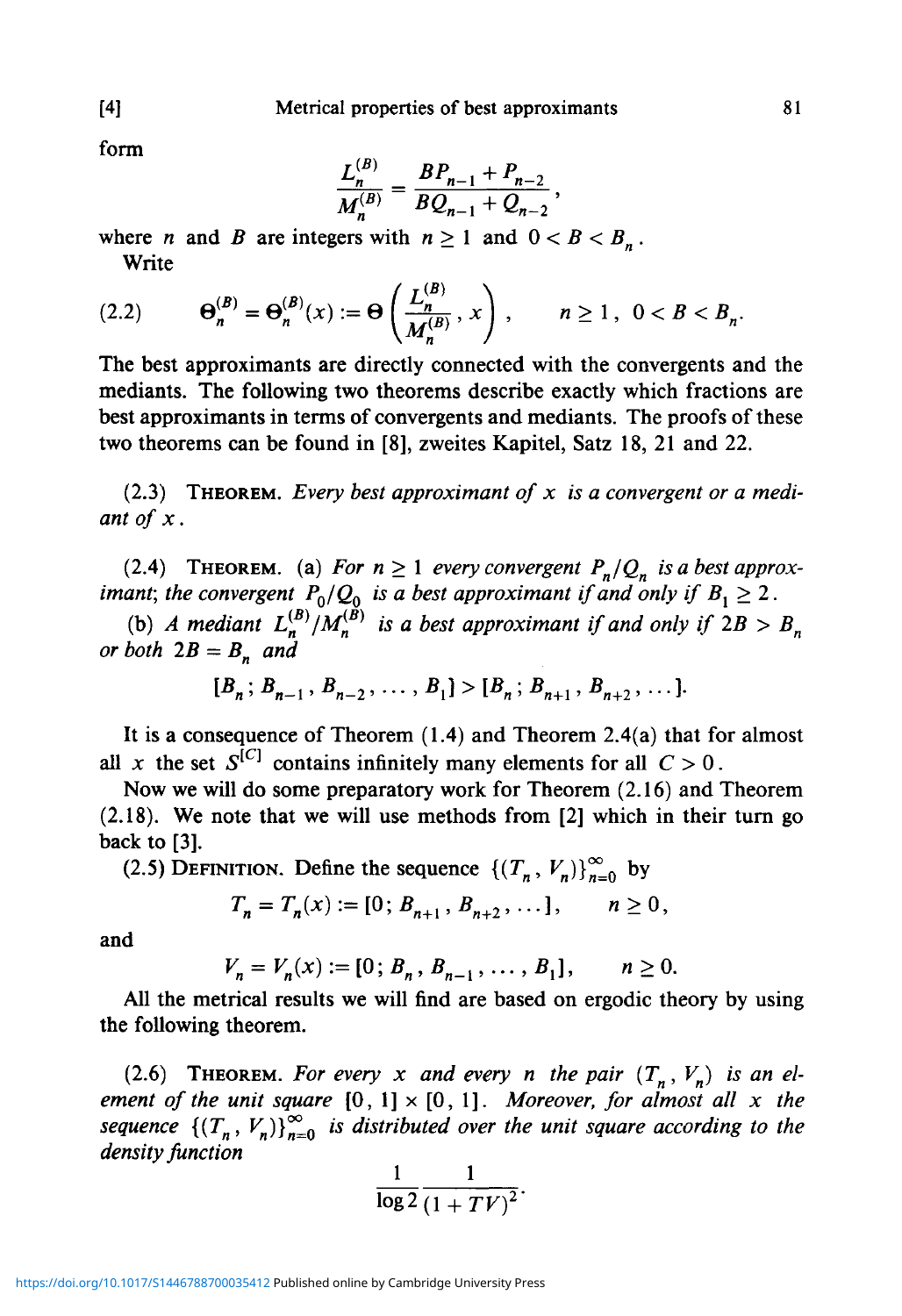form

$$\frac{L_n^{(B)}}{M_n^{(B)}} = \frac{BP_{n-1} + P_{n-2}}{BQ_{n-1} + Q_{n-2}},$$

where $n$ and $B$ are integers with $n \geq 1$ and $0 < B < B_n$.

Write

$$\Theta_n^{(B)} = \Theta_n^{(B)}(x) := \Theta\left(\frac{L_n^{(B)}}{M_n^{(B)}}, x\right), \qquad n \geq 1,\ 0 < B < B_n. \tag{2.2}$$

The best approximants are directly connected with the convergents and the mediants. The following two theorems describe exactly which fractions are best approximants in terms of convergents and mediants. The proofs of these two theorems can be found in [8], zweites Kapitel, Satz 18, 21 and 22.

(2.3) THEOREM. *Every best approximant of $x$ is a convergent or a mediant of $x$.*

(2.4) THEOREM. (a) *For $n \geq 1$ every convergent $P_n/Q_n$ is a best approximant; the convergent $P_0/Q_0$ is a best approximant if and only if $B_1 \geq 2$.*

(b) *A mediant $L_n^{(B)}/M_n^{(B)}$ is a best approximant if and only if $2B > B_n$ or both $2B = B_n$ and*

$$[B_n; B_{n-1}, B_{n-2}, \ldots, B_1] > [B_n; B_{n+1}, B_{n+2}, \ldots].$$

It is a consequence of Theorem (1.4) and Theorem 2.4(a) that for almost all $x$ the set $S^{[C]}$ contains infinitely many elements for all $C > 0$.

Now we will do some preparatory work for Theorem (2.16) and Theorem (2.18). We note that we will use methods from [2] which in their turn go back to [3].

(2.5) DEFINITION. Define the sequence $\{(T_n, V_n)\}_{n=0}^{\infty}$ by

$$T_n = T_n(x) := [0; B_{n+1}, B_{n+2}, \ldots], \qquad n \geq 0,$$

and

$$V_n = V_n(x) := [0; B_n, B_{n-1}, \ldots, B_1], \qquad n \geq 0.$$

All the metrical results we will find are based on ergodic theory by using the following theorem.

(2.6) THEOREM. *For every $x$ and every $n$ the pair $(T_n, V_n)$ is an element of the unit square $[0, 1] \times [0, 1]$. Moreover, for almost all $x$ the sequence $\{(T_n, V_n)\}_{n=0}^{\infty}$ is distributed over the unit square according to the density function*

$$\frac{1}{\log 2} \frac{1}{(1 + TV)^2}.$$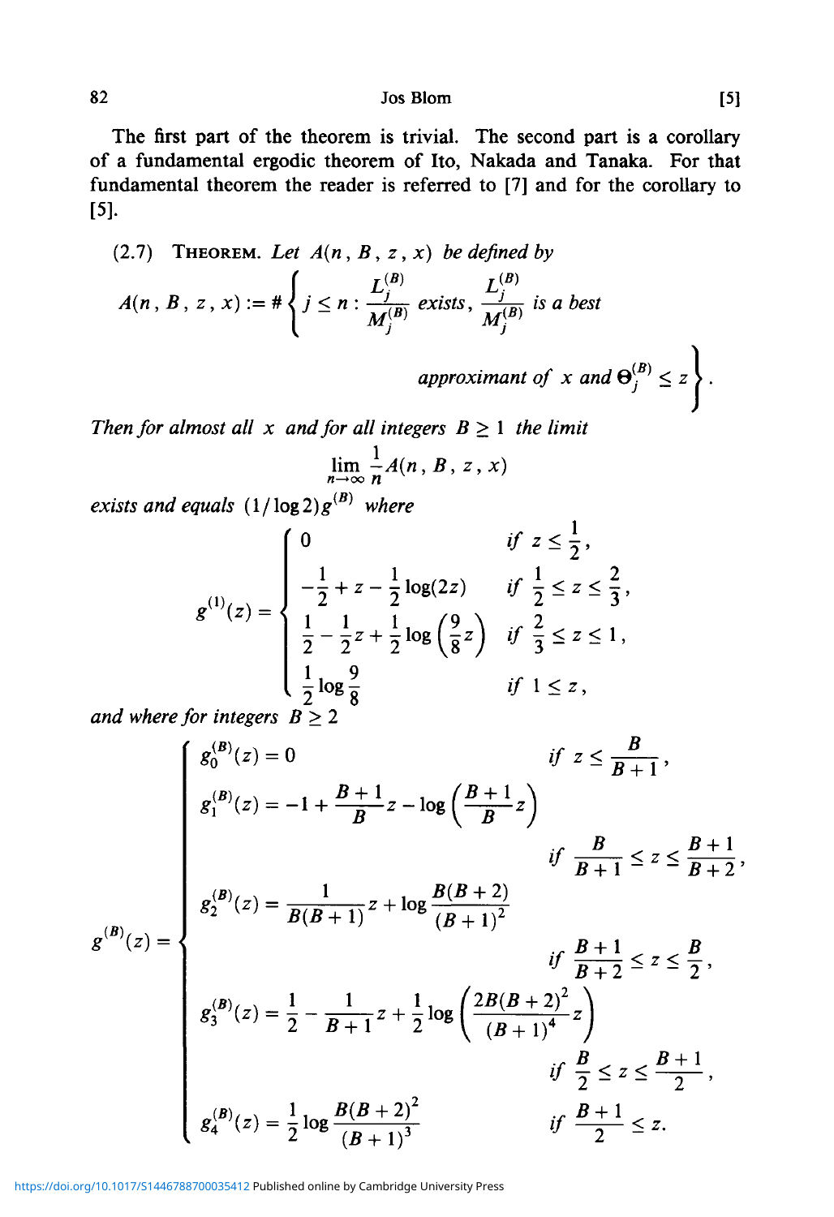The first part of the theorem is trivial. The second part is a corollary of a fundamental ergodic theorem of Ito, Nakada and Tanaka. For that fundamental theorem the reader is referred to [7] and for the corollary to [5].

(2.7) THEOREM. *Let $A(n, B, z, x)$ be defined by*

$$A(n, B, z, x) := \#\left\{ j \le n : \frac{L_j^{(B)}}{M_j^{(B)}} \text{ exists}, \frac{L_j^{(B)}}{M_j^{(B)}} \text{ is a best approximant of } x \text{ and } \Theta_j^{(B)} \le z \right\}.$$

*Then for almost all $x$ and for all integers $B \ge 1$ the limit*

$$\lim_{n\to\infty} \frac{1}{n} A(n, B, z, x)$$

*exists and equals $(1/\log 2) g^{(B)}$ where*

$$g^{(1)}(z) = \begin{cases} 0 & \text{if } z \le \frac{1}{2}, \\ -\frac{1}{2} + z - \frac{1}{2}\log(2z) & \text{if } \frac{1}{2} \le z \le \frac{2}{3}, \\ \frac{1}{2} - \frac{1}{2}z + \frac{1}{2}\log\left(\frac{9}{8}z\right) & \text{if } \frac{2}{3} \le z \le 1, \\ \frac{1}{2}\log\frac{9}{8} & \text{if } 1 \le z, \end{cases}$$

*and where for integers $B \ge 2$*

$$g^{(B)}(z) = \begin{cases} g_0^{(B)}(z) = 0 & \text{if } z \le \frac{B}{B+1}, \\ g_1^{(B)}(z) = -1 + \frac{B+1}{B}z - \log\left(\frac{B+1}{B}z\right) & \text{if } \frac{B}{B+1} \le z \le \frac{B+1}{B+2}, \\ g_2^{(B)}(z) = \frac{1}{B(B+1)}z + \log\frac{B(B+2)}{(B+1)^2} & \text{if } \frac{B+1}{B+2} \le z \le \frac{B}{2}, \\ g_3^{(B)}(z) = \frac{1}{2} - \frac{1}{B+1}z + \frac{1}{2}\log\left(\frac{2B(B+2)^2}{(B+1)^4}z\right) & \text{if } \frac{B}{2} \le z \le \frac{B+1}{2}, \\ g_4^{(B)}(z) = \frac{1}{2}\log\frac{B(B+2)^2}{(B+1)^3} & \text{if } \frac{B+1}{2} \le z. \end{cases}$$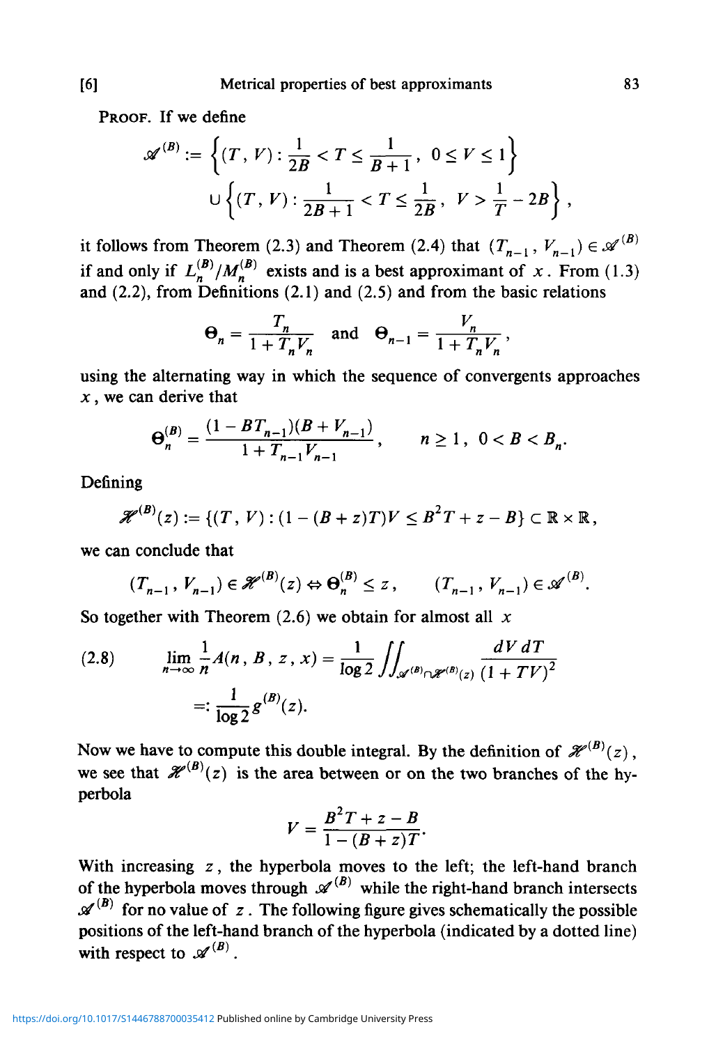PROOF. If we define

$$\mathscr{A}^{(B)} := \left\{(T, V) : \frac{1}{2B} < T \le \frac{1}{B+1},\ 0 \le V \le 1\right\}$$
$$\cup \left\{(T, V) : \frac{1}{2B+1} < T \le \frac{1}{2B},\ V > \frac{1}{T} - 2B\right\},$$

it follows from Theorem (2.3) and Theorem (2.4) that $(T_{n-1}, V_{n-1}) \in \mathscr{A}^{(B)}$ if and only if $L_n^{(B)}/M_n^{(B)}$ exists and is a best approximant of $x$. From (1.3) and (2.2), from Definitions (2.1) and (2.5) and from the basic relations

$$\Theta_n = \frac{T_n}{1 + T_n V_n} \quad \text{and} \quad \Theta_{n-1} = \frac{V_n}{1 + T_n V_n},$$

using the alternating way in which the sequence of convergents approaches $x$, we can derive that

$$\Theta_n^{(B)} = \frac{(1 - BT_{n-1})(B + V_{n-1})}{1 + T_{n-1}V_{n-1}}, \qquad n \ge 1,\ 0 < B < B_n.$$

Defining

$$\mathscr{H}^{(B)}(z) := \{(T, V) : (1 - (B+z)T)V \le B^2 T + z - B\} \subset \mathbb{R} \times \mathbb{R},$$

we can conclude that

$$(T_{n-1}, V_{n-1}) \in \mathscr{H}^{(B)}(z) \Leftrightarrow \Theta_n^{(B)} \le z, \qquad (T_{n-1}, V_{n-1}) \in \mathscr{A}^{(B)}.$$

So together with Theorem (2.6) we obtain for almost all $x$

$$\text{(2.8)} \qquad \lim_{n\to\infty} \frac{1}{n} A(n, B, z, x) = \frac{1}{\log 2} \iint_{\mathscr{A}^{(B)} \cap \mathscr{H}^{(B)}(z)} \frac{dV\, dT}{(1 + TV)^2} =: \frac{1}{\log 2} g^{(B)}(z).$$

Now we have to compute this double integral. By the definition of $\mathscr{H}^{(B)}(z)$, we see that $\mathscr{H}^{(B)}(z)$ is the area between or on the two branches of the hyperbola

$$V = \frac{B^2 T + z - B}{1 - (B+z)T}.$$

With increasing $z$, the hyperbola moves to the left; the left-hand branch of the hyperbola moves through $\mathscr{A}^{(B)}$ while the right-hand branch intersects $\mathscr{A}^{(B)}$ for no value of $z$. The following figure gives schematically the possible positions of the left-hand branch of the hyperbola (indicated by a dotted line) with respect to $\mathscr{A}^{(B)}$.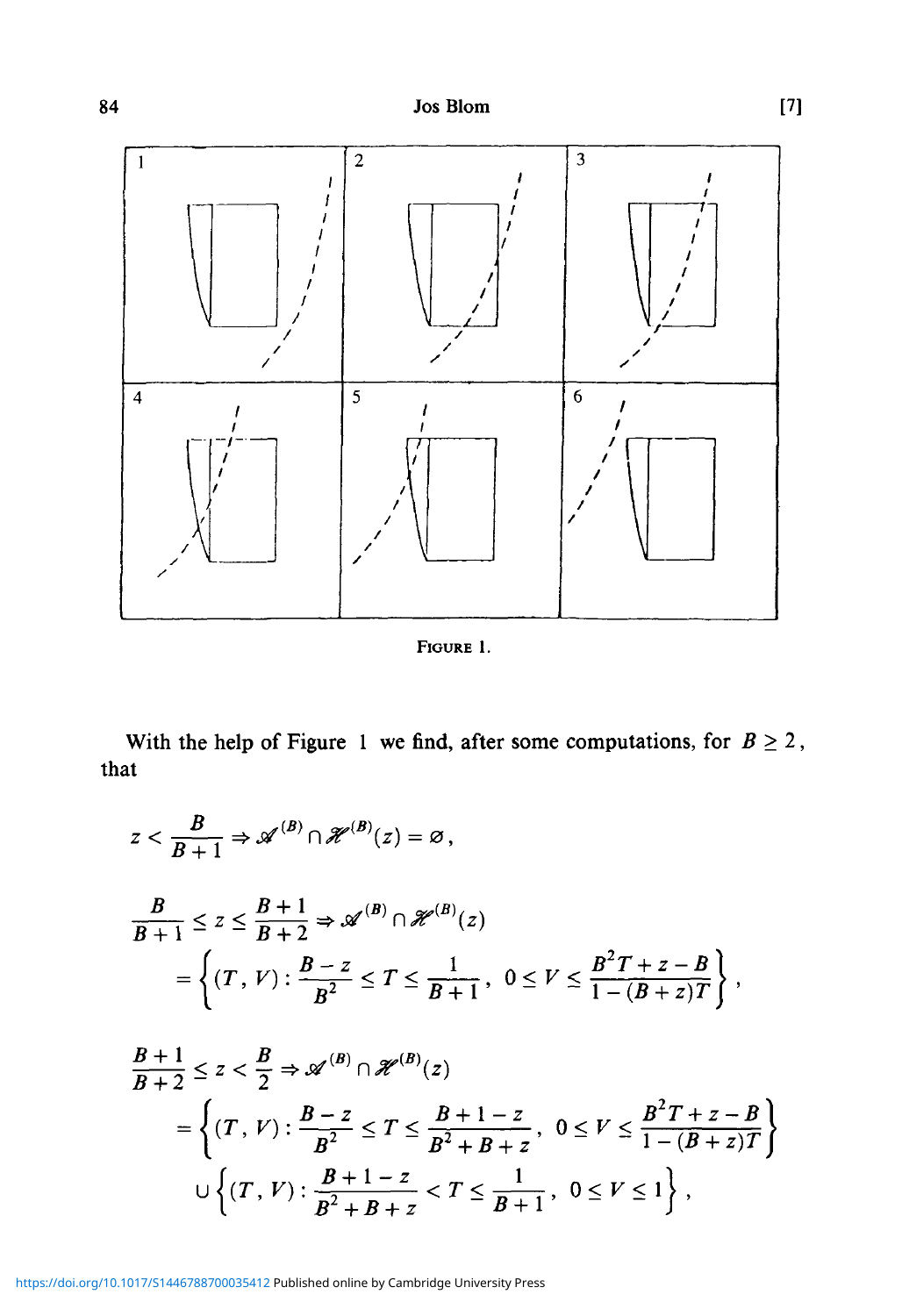FIGURE 1.

With the help of Figure 1 we find, after some computations, for $B \geq 2$, that

$$z < \frac{B}{B+1} \Rightarrow \mathscr{A}^{(B)} \cap \mathscr{H}^{(B)}(z) = \varnothing,$$

$$\frac{B}{B+1} \leq z \leq \frac{B+1}{B+2} \Rightarrow \mathscr{A}^{(B)} \cap \mathscr{H}^{(B)}(z)$$
$$= \left\{ (T, V) : \frac{B-z}{B^2} \leq T \leq \frac{1}{B+1}, \ 0 \leq V \leq \frac{B^2 T + z - B}{1 - (B+z)T} \right\},$$

$$\frac{B+1}{B+2} \leq z < \frac{B}{2} \Rightarrow \mathscr{A}^{(B)} \cap \mathscr{H}^{(B)}(z)$$
$$= \left\{ (T, V) : \frac{B-z}{B^2} \leq T \leq \frac{B+1-z}{B^2+B+z}, \ 0 \leq V \leq \frac{B^2 T + z - B}{1 - (B+z)T} \right\}$$
$$\cup \left\{ (T, V) : \frac{B+1-z}{B^2+B+z} < T \leq \frac{1}{B+1}, \ 0 \leq V \leq 1 \right\},$$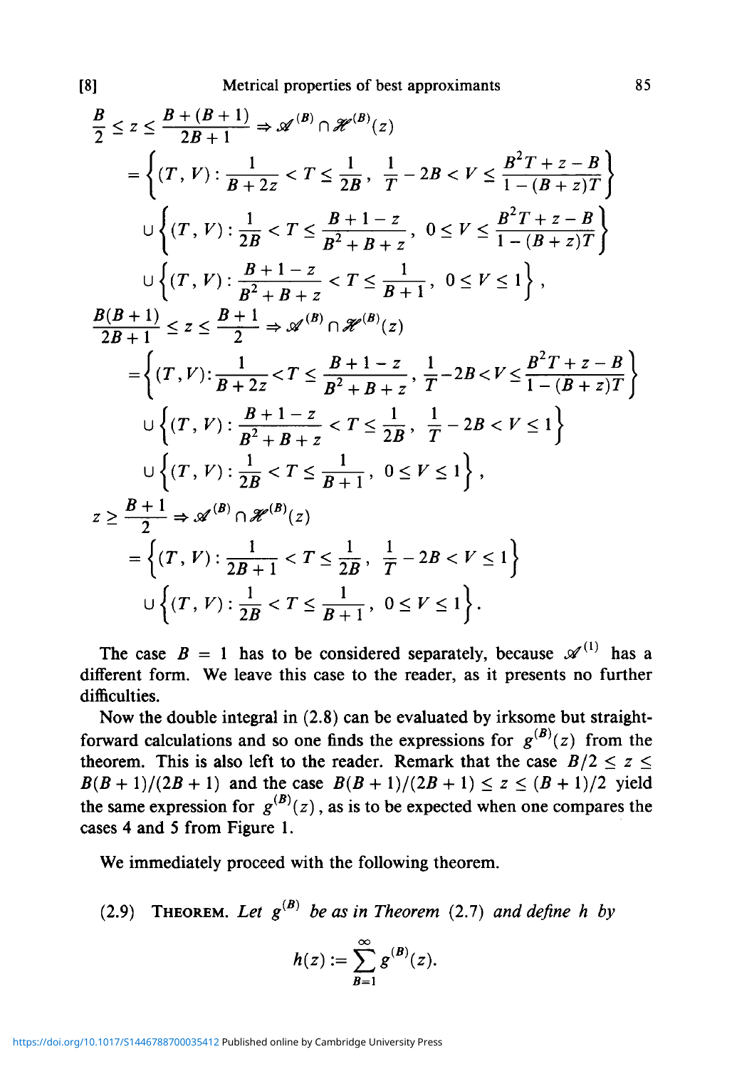$$\frac{B}{2} \leq z \leq \frac{B+(B+1)}{2B+1} \Rightarrow \mathscr{A}^{(B)} \cap \mathscr{H}^{(B)}(z)$$

$$= \left\{(T, V) : \frac{1}{B+2z} < T \leq \frac{1}{2B},\ \frac{1}{T} - 2B < V \leq \frac{B^2T + z - B}{1-(B+z)T}\right\}$$

$$\cup \left\{(T, V) : \frac{1}{2B} < T \leq \frac{B+1-z}{B^2+B+z},\ 0 \leq V \leq \frac{B^2T + z - B}{1-(B+z)T}\right\}$$

$$\cup \left\{(T, V) : \frac{B+1-z}{B^2+B+z} < T \leq \frac{1}{B+1},\ 0 \leq V \leq 1\right\},$$

$$\frac{B(B+1)}{2B+1} \leq z \leq \frac{B+1}{2} \Rightarrow \mathscr{A}^{(B)} \cap \mathscr{H}^{(B)}(z)$$

$$= \left\{(T, V) : \frac{1}{B+2z} < T \leq \frac{B+1-z}{B^2+B+z},\ \frac{1}{T} - 2B < V \leq \frac{B^2T + z - B}{1-(B+z)T}\right\}$$

$$\cup \left\{(T, V) : \frac{B+1-z}{B^2+B+z} < T \leq \frac{1}{2B},\ \frac{1}{T} - 2B < V \leq 1\right\}$$

$$\cup \left\{(T, V) : \frac{1}{2B} < T \leq \frac{1}{B+1},\ 0 \leq V \leq 1\right\},$$

$$z \geq \frac{B+1}{2} \Rightarrow \mathscr{A}^{(B)} \cap \mathscr{H}^{(B)}(z)$$

$$= \left\{(T, V) : \frac{1}{2B+1} < T \leq \frac{1}{2B},\ \frac{1}{T} - 2B < V \leq 1\right\}$$

$$\cup \left\{(T, V) : \frac{1}{2B} < T \leq \frac{1}{B+1},\ 0 \leq V \leq 1\right\}.$$

The case $B = 1$ has to be considered separately, because $\mathscr{A}^{(1)}$ has a different form. We leave this case to the reader, as it presents no further difficulties.

Now the double integral in (2.8) can be evaluated by irksome but straightforward calculations and so one finds the expressions for $g^{(B)}(z)$ from the theorem. This is also left to the reader. Remark that the case $B/2 \leq z \leq B(B+1)/(2B+1)$ and the case $B(B+1)/(2B+1) \leq z \leq (B+1)/2$ yield the same expression for $g^{(B)}(z)$, as is to be expected when one compares the cases 4 and 5 from Figure 1.

We immediately proceed with the following theorem.

(2.9) **Theorem.** *Let $g^{(B)}$ be as in Theorem* (2.7) *and define $h$ by*

$$h(z) := \sum_{B=1}^{\infty} g^{(B)}(z).$$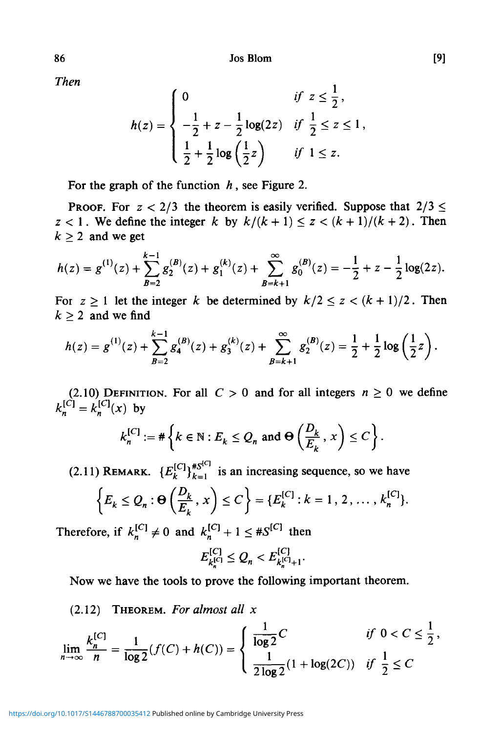*Then*

$$h(z) = \begin{cases} 0 & \text{if } z \le \frac{1}{2}, \\ -\frac{1}{2} + z - \frac{1}{2}\log(2z) & \text{if } \frac{1}{2} \le z \le 1, \\ \frac{1}{2} + \frac{1}{2}\log\left(\frac{1}{2}z\right) & \text{if } 1 \le z. \end{cases}$$

For the graph of the function $h$, see Figure 2.

Proof. For $z < 2/3$ the theorem is easily verified. Suppose that $2/3 \le z < 1$. We define the integer $k$ by $k/(k+1) \le z < (k+1)/(k+2)$. Then $k \ge 2$ and we get

$$h(z) = g^{(1)}(z) + \sum_{B=2}^{k-1} g_2^{(B)}(z) + g_1^{(k)}(z) + \sum_{B=k+1}^{\infty} g_0^{(B)}(z) = -\frac{1}{2} + z - \frac{1}{2}\log(2z).$$

For $z \ge 1$ let the integer $k$ be determined by $k/2 \le z < (k+1)/2$. Then $k \ge 2$ and we find

$$h(z) = g^{(1)}(z) + \sum_{B=2}^{k-1} g_4^{(B)}(z) + g_3^{(k)}(z) + \sum_{B=k+1}^{\infty} g_2^{(B)}(z) = \frac{1}{2} + \frac{1}{2}\log\left(\frac{1}{2}z\right).$$

(2.10) Definition. For all $C > 0$ and for all integers $n \ge 0$ we define $k_n^{[C]} = k_n^{[C]}(x)$ by

$$k_n^{[C]} := \#\left\{k \in \mathbb{N} : E_k \le Q_n \text{ and } \Theta\left(\frac{D_k}{E_k}, x\right) \le C\right\}.$$

(2.11) Remark. $\{E_k^{[C]}\}_{k=1}^{\#S^{[C]}}$ is an increasing sequence, so we have

$$\left\{E_k \le Q_n : \Theta\left(\frac{D_k}{E_k}, x\right) \le C\right\} = \{E_k^{[C]} : k = 1, 2, \ldots, k_n^{[C]}\}.$$

Therefore, if $k_n^{[C]} \ne 0$ and $k_n^{[C]} + 1 \le \#S^{[C]}$ then

$$E_{k_n^{[C]}}^{[C]} \le Q_n < E_{k_n^{[C]}+1}^{[C]}.$$

Now we have the tools to prove the following important theorem.

(2.12) Theorem. *For almost all* $x$

$$\lim_{n\to\infty} \frac{k_n^{[C]}}{n} = \frac{1}{\log 2}(f(C) + h(C)) = \begin{cases} \frac{1}{\log 2} C & \text{if } 0 < C \le \frac{1}{2}, \\ \frac{1}{2\log 2}(1 + \log(2C)) & \text{if } \frac{1}{2} \le C \end{cases}$$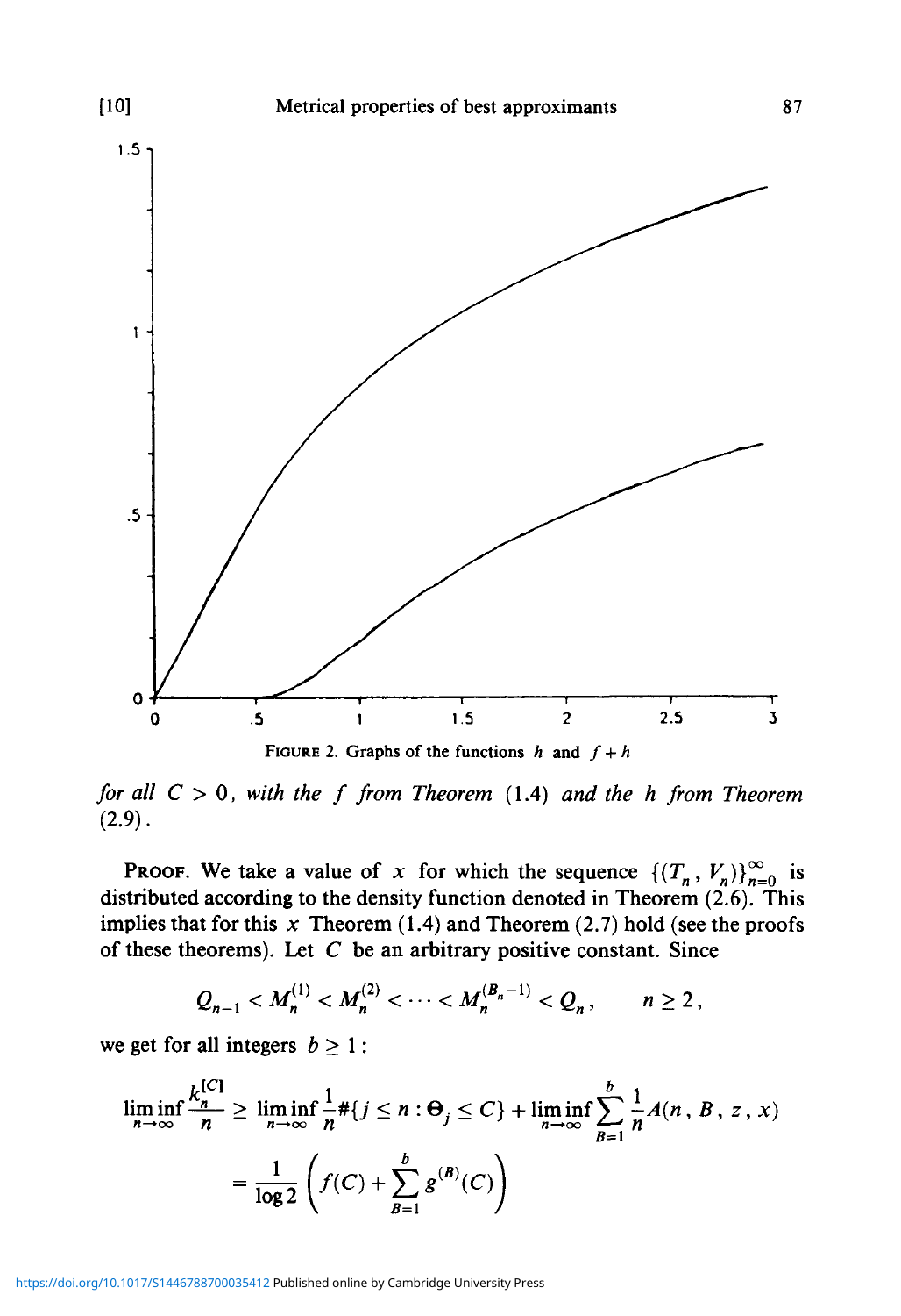FIGURE 2. Graphs of the functions $h$ and $f + h$

*for all* $C > 0$, *with the* $f$ *from Theorem* (1.4) *and the* $h$ *from Theorem* (2.9).

PROOF. We take a value of $x$ for which the sequence $\{(T_n, V_n)\}_{n=0}^{\infty}$ is distributed according to the density function denoted in Theorem (2.6). This implies that for this $x$ Theorem (1.4) and Theorem (2.7) hold (see the proofs of these theorems). Let $C$ be an arbitrary positive constant. Since

$$Q_{n-1} < M_n^{(1)} < M_n^{(2)} < \cdots < M_n^{(B_n - 1)} < Q_n, \qquad n \geq 2,$$

we get for all integers $b \geq 1$:

$$\liminf_{n\to\infty} \frac{k_n^{[C]}}{n} \geq \liminf_{n\to\infty} \frac{1}{n} \#\{j \leq n : \Theta_j \leq C\} + \liminf_{n\to\infty} \sum_{B=1}^{b} \frac{1}{n} A(n, B, z, x)$$
$$= \frac{1}{\log 2}\left(f(C) + \sum_{B=1}^{b} g^{(B)}(C)\right)$$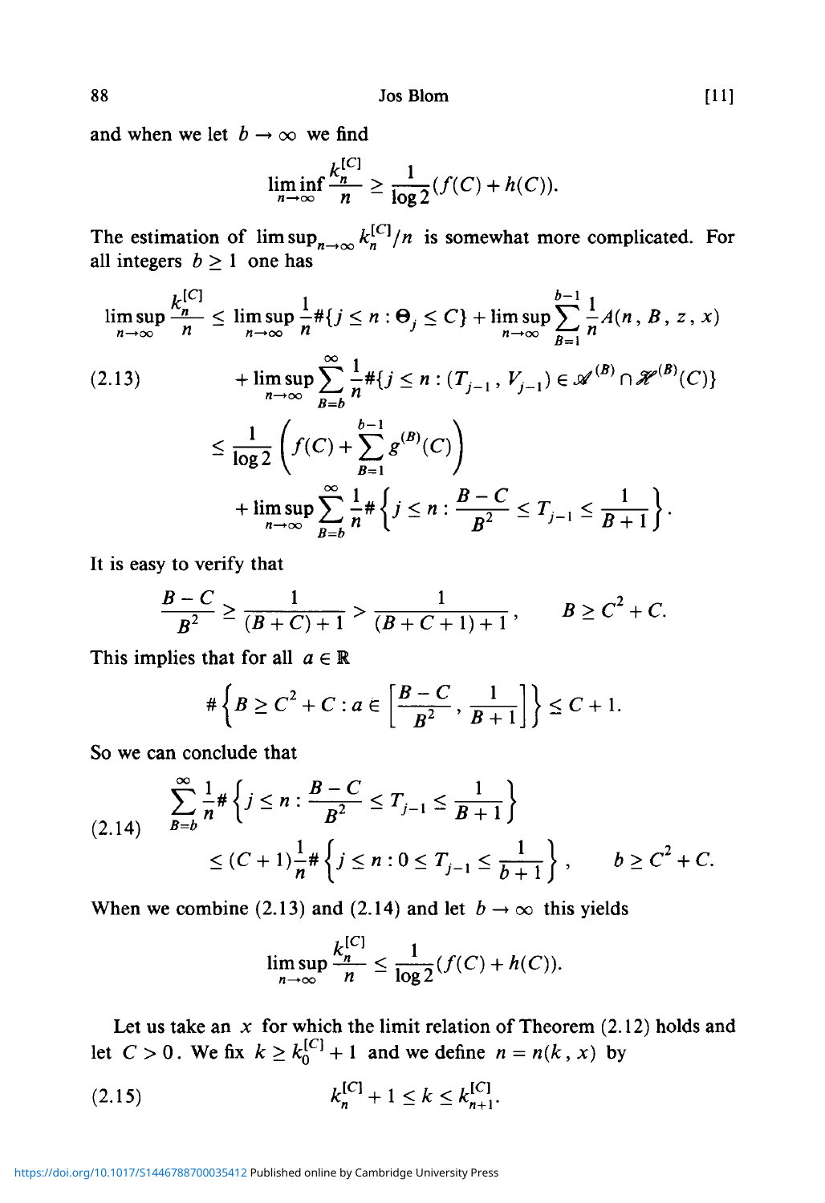and when we let $b \to \infty$ we find

$$\liminf_{n\to\infty} \frac{k_n^{[C]}}{n} \geq \frac{1}{\log 2}(f(C) + h(C)).$$

The estimation of $\limsup_{n\to\infty} k_n^{[C]}/n$ is somewhat more complicated. For all integers $b \geq 1$ one has

$$\begin{aligned}
\limsup_{n\to\infty} \frac{k_n^{[C]}}{n} &\leq \limsup_{n\to\infty} \frac{1}{n}\#\{j \leq n : \Theta_j \leq C\} + \limsup_{n\to\infty} \sum_{B=1}^{b-1} \frac{1}{n} A(n, B, z, x) \\
&\quad + \limsup_{n\to\infty} \sum_{B=b}^{\infty} \frac{1}{n}\#\{j \leq n : (T_{j-1}, V_{j-1}) \in \mathscr{A}^{(B)} \cap \mathscr{H}^{(B)}(C)\} \\
&\leq \frac{1}{\log 2}\left(f(C) + \sum_{B=1}^{b-1} g^{(B)}(C)\right) \\
&\quad + \limsup_{n\to\infty} \sum_{B=b}^{\infty} \frac{1}{n}\#\left\{j \leq n : \frac{B-C}{B^2} \leq T_{j-1} \leq \frac{1}{B+1}\right\}.
\end{aligned} \tag{2.13}$$

It is easy to verify that

$$\frac{B-C}{B^2} \geq \frac{1}{(B+C)+1} > \frac{1}{(B+C+1)+1}, \qquad B \geq C^2 + C.$$

This implies that for all $a \in \mathbb{R}$

$$\#\left\{B \geq C^2 + C : a \in \left[\frac{B-C}{B^2}, \frac{1}{B+1}\right]\right\} \leq C + 1.$$

So we can conclude that

$$\begin{aligned}
&\sum_{B=b}^{\infty} \frac{1}{n}\#\left\{j \leq n : \frac{B-C}{B^2} \leq T_{j-1} \leq \frac{1}{B+1}\right\} \\
&\qquad \leq (C+1)\frac{1}{n}\#\left\{j \leq n : 0 \leq T_{j-1} \leq \frac{1}{b+1}\right\}, \qquad b \geq C^2 + C.
\end{aligned} \tag{2.14}$$

When we combine (2.13) and (2.14) and let $b \to \infty$ this yields

$$\limsup_{n\to\infty} \frac{k_n^{[C]}}{n} \leq \frac{1}{\log 2}(f(C) + h(C)).$$

Let us take an $x$ for which the limit relation of Theorem (2.12) holds and let $C > 0$. We fix $k \geq k_0^{[C]} + 1$ and we define $n = n(k, x)$ by

$$k_n^{[C]} + 1 \leq k \leq k_{n+1}^{[C]}. \tag{2.15}$$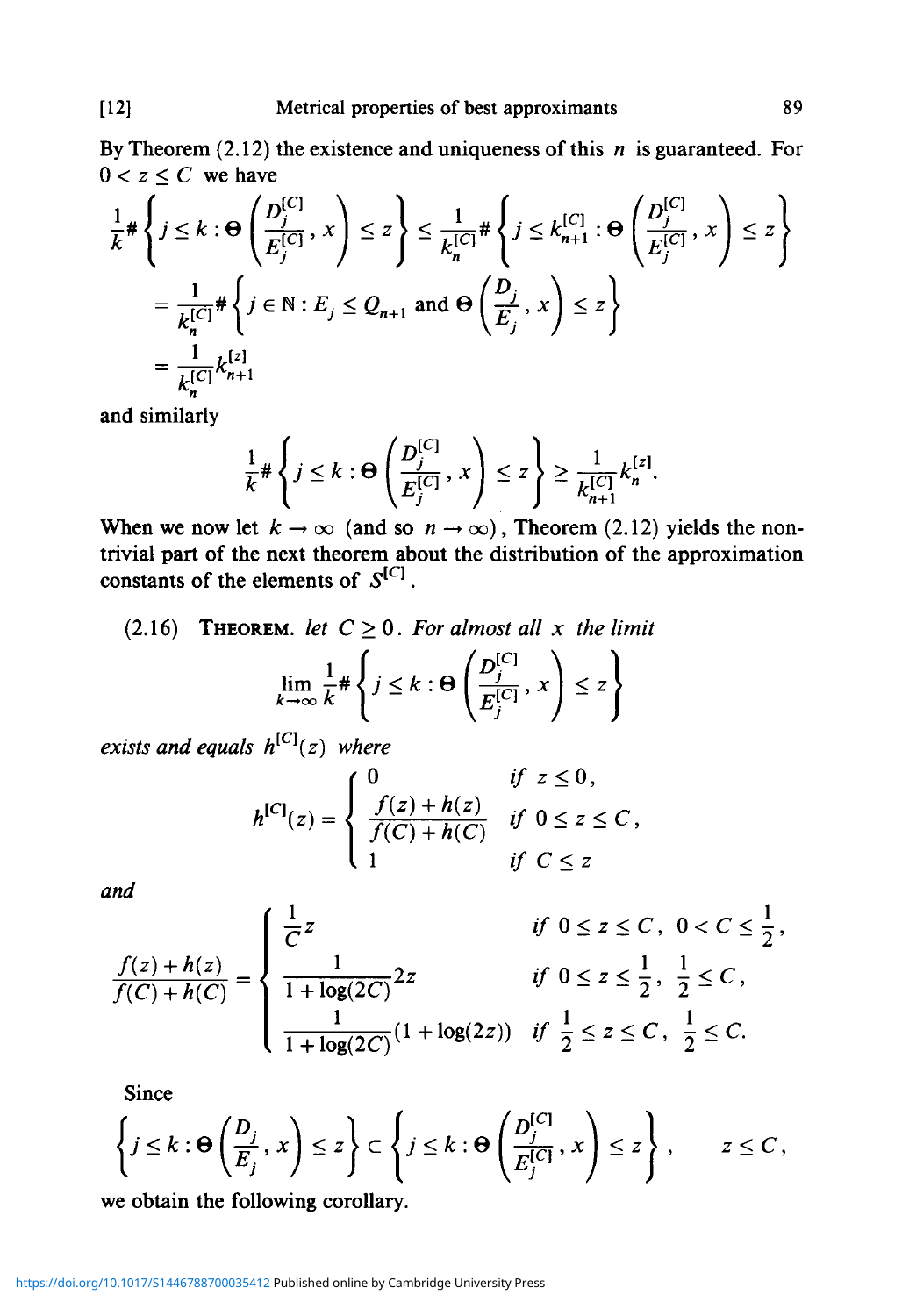By Theorem (2.12) the existence and uniqueness of this $n$ is guaranteed. For $0 < z \leq C$ we have

$$\frac{1}{k}\#\left\{j \leq k : \Theta\left(\frac{D_j^{[C]}}{E_j^{[C]}}, x\right) \leq z\right\} \leq \frac{1}{k_n^{[C]}}\#\left\{j \leq k_{n+1}^{[C]} : \Theta\left(\frac{D_j^{[C]}}{E_j^{[C]}}, x\right) \leq z\right\}$$

$$= \frac{1}{k_n^{[C]}}\#\left\{j \in \mathbb{N} : E_j \leq Q_{n+1} \text{ and } \Theta\left(\frac{D_j}{E_j}, x\right) \leq z\right\}$$

$$= \frac{1}{k_n^{[C]}} k_{n+1}^{[z]}$$

and similarly

$$\frac{1}{k}\#\left\{j \leq k : \Theta\left(\frac{D_j^{[C]}}{E_j^{[C]}}, x\right) \leq z\right\} \geq \frac{1}{k_{n+1}^{[C]}} k_n^{[z]}.$$

When we now let $k \to \infty$ (and so $n \to \infty$), Theorem (2.12) yields the non-trivial part of the next theorem about the distribution of the approximation constants of the elements of $S^{[C]}$.

(2.16) **Theorem.** *let $C \geq 0$. For almost all $x$ the limit*

$$\lim_{k \to \infty} \frac{1}{k}\#\left\{j \leq k : \Theta\left(\frac{D_j^{[C]}}{E_j^{[C]}}, x\right) \leq z\right\}$$

*exists and equals $h^{[C]}(z)$ where*

$$h^{[C]}(z) = \begin{cases} 0 & \text{if } z \leq 0, \\ \dfrac{f(z) + h(z)}{f(C) + h(C)} & \text{if } 0 \leq z \leq C, \\ 1 & \text{if } C \leq z \end{cases}$$

*and*

$$\frac{f(z) + h(z)}{f(C) + h(C)} = \begin{cases} \dfrac{1}{C} z & \text{if } 0 \leq z \leq C,\ 0 < C \leq \dfrac{1}{2}, \\ \dfrac{1}{1 + \log(2C)} 2z & \text{if } 0 \leq z \leq \dfrac{1}{2},\ \dfrac{1}{2} \leq C, \\ \dfrac{1}{1 + \log(2C)}(1 + \log(2z)) & \text{if } \dfrac{1}{2} \leq z \leq C,\ \dfrac{1}{2} \leq C. \end{cases}$$

Since

$$\left\{j \leq k : \Theta\left(\frac{D_j}{E_j}, x\right) \leq z\right\} \subset \left\{j \leq k : \Theta\left(\frac{D_j^{[C]}}{E_j^{[C]}}, x\right) \leq z\right\}, \qquad z \leq C,$$

we obtain the following corollary.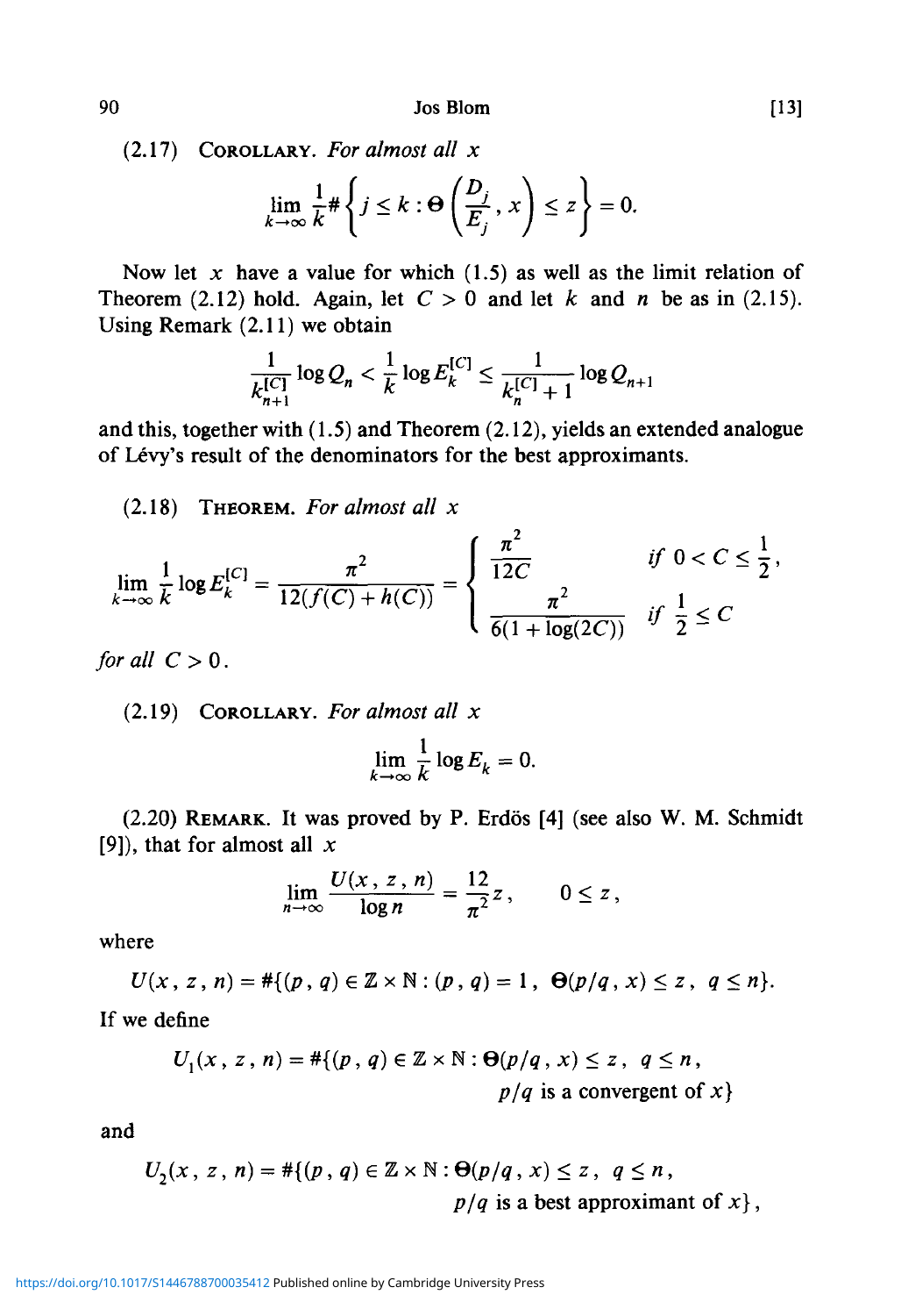(2.17) Corollary. *For almost all $x$*

$$\lim_{k\to\infty}\frac{1}{k}\#\left\{j\le k:\Theta\left(\frac{D_j}{E_j},x\right)\le z\right\}=0.$$

Now let $x$ have a value for which (1.5) as well as the limit relation of Theorem (2.12) hold. Again, let $C>0$ and let $k$ and $n$ be as in (2.15). Using Remark (2.11) we obtain

$$\frac{1}{k_{n+1}^{[C]}}\log Q_n<\frac{1}{k}\log E_k^{[C]}\le\frac{1}{k_n^{[C]}+1}\log Q_{n+1}$$

and this, together with (1.5) and Theorem (2.12), yields an extended analogue of Lévy's result of the denominators for the best approximants.

(2.18) Theorem. *For almost all $x$*

$$\lim_{k\to\infty}\frac{1}{k}\log E_k^{[C]}=\frac{\pi^2}{12(f(C)+h(C))}=\begin{cases}\dfrac{\pi^2}{12C} & \text{if } 0<C\le\dfrac{1}{2},\\[2ex] \dfrac{\pi^2}{6(1+\log(2C))} & \text{if } \dfrac{1}{2}\le C\end{cases}$$

*for all $C>0$.*

(2.19) Corollary. *For almost all $x$*

$$\lim_{k\to\infty}\frac{1}{k}\log E_k=0.$$

(2.20) Remark. It was proved by P. Erdös [4] (see also W. M. Schmidt [9]), that for almost all $x$

$$\lim_{n\to\infty}\frac{U(x,z,n)}{\log n}=\frac{12}{\pi^2}z,\qquad 0\le z,$$

where

$$U(x,z,n)=\#\{(p,q)\in\mathbb{Z}\times\mathbb{N}:(p,q)=1,\ \Theta(p/q,x)\le z,\ q\le n\}.$$

If we define

$$U_1(x,z,n)=\#\{(p,q)\in\mathbb{Z}\times\mathbb{N}:\Theta(p/q,x)\le z,\ q\le n,\ p/q \text{ is a convergent of } x\}$$

and

$$U_2(x,z,n)=\#\{(p,q)\in\mathbb{Z}\times\mathbb{N}:\Theta(p/q,x)\le z,\ q\le n,\ p/q \text{ is a best approximant of } x\},$$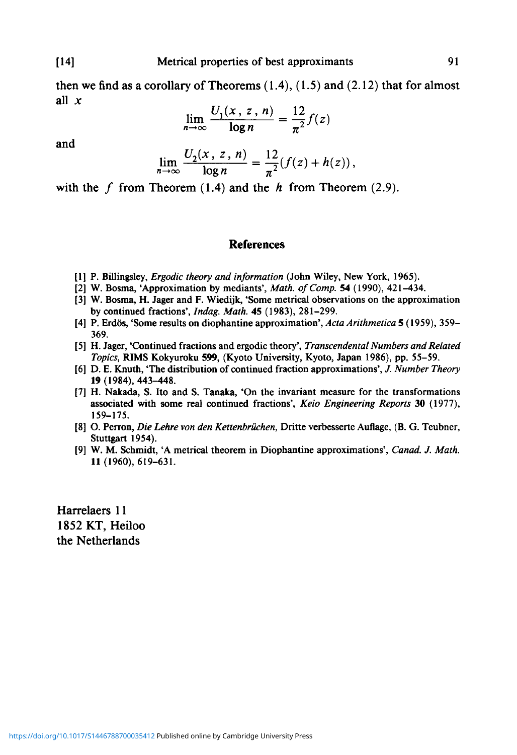then we find as a corollary of Theorems (1.4), (1.5) and (2.12) that for almost all $x$

$$\lim_{n\to\infty} \frac{U_1(x, z, n)}{\log n} = \frac{12}{\pi^2} f(z)$$

and

$$\lim_{n\to\infty} \frac{U_2(x, z, n)}{\log n} = \frac{12}{\pi^2}(f(z) + h(z)),$$

with the $f$ from Theorem (1.4) and the $h$ from Theorem (2.9).

## References

[1] P. Billingsley, *Ergodic theory and information* (John Wiley, New York, 1965).

[2] W. Bosma, 'Approximation by mediants', *Math. of Comp.* **54** (1990), 421–434.

[3] W. Bosma, H. Jager and F. Wiedijk, 'Some metrical observations on the approximation by continued fractions', *Indag. Math.* **45** (1983), 281–299.

[4] P. Erdös, 'Some results on diophantine approximation', *Acta Arithmetica* **5** (1959), 359–369.

[5] H. Jager, 'Continued fractions and ergodic theory', *Transcendental Numbers and Related Topics*, RIMS Kokyuroku **599**, (Kyoto University, Kyoto, Japan 1986), pp. 55–59.

[6] D. E. Knuth, 'The distribution of continued fraction approximations', *J. Number Theory* **19** (1984), 443–448.

[7] H. Nakada, S. Ito and S. Tanaka, 'On the invariant measure for the transformations associated with some real continued fractions', *Keio Engineering Reports* **30** (1977), 159–175.

[8] O. Perron, *Die Lehre von den Kettenbrüchen*, Dritte verbesserte Auflage, (B. G. Teubner, Stuttgart 1954).

[9] W. M. Schmidt, 'A metrical theorem in Diophantine approximations', *Canad. J. Math.* **11** (1960), 619–631.

Harrelaers 11
1852 KT, Heiloo
the Netherlands